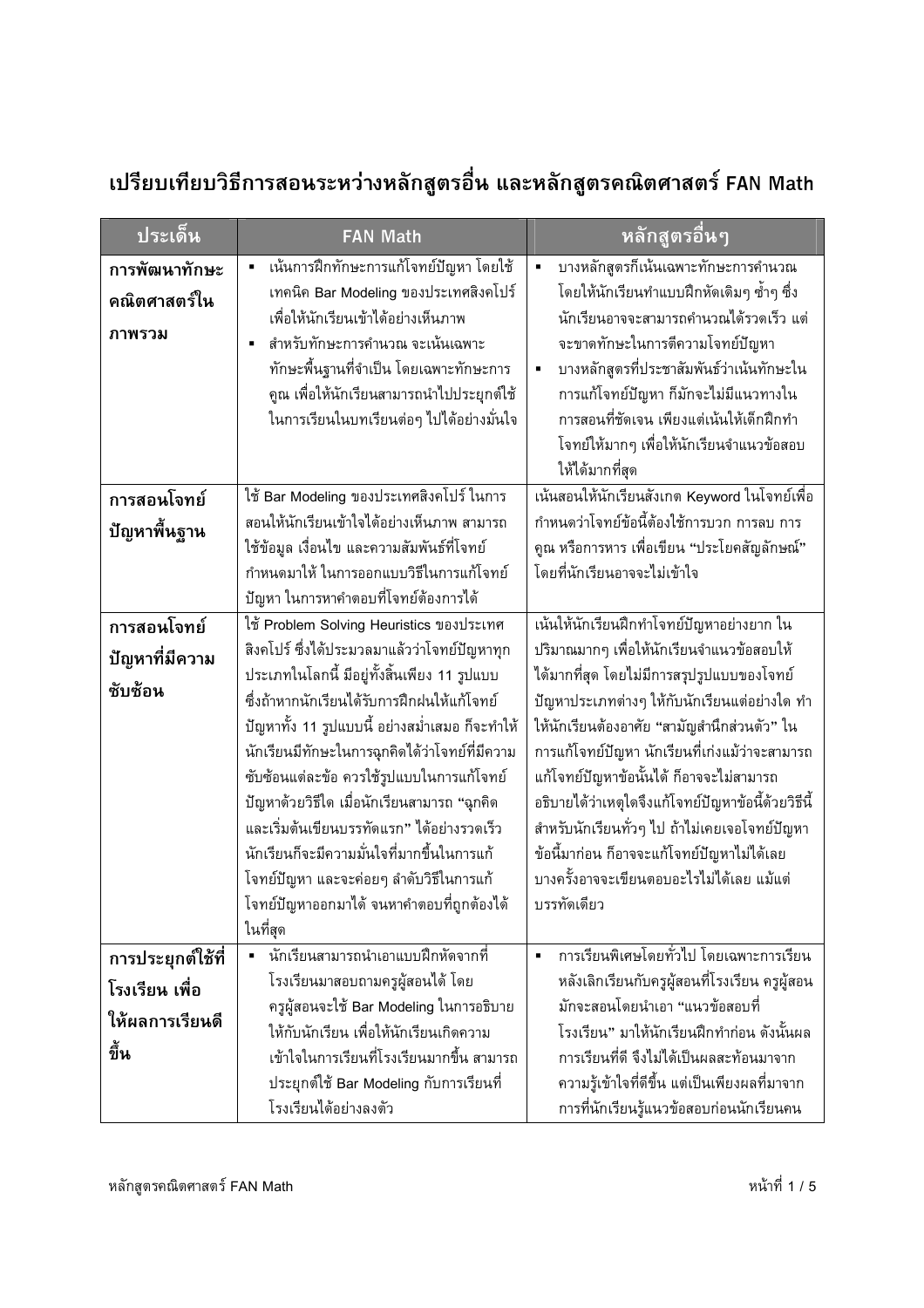# เปรียบเทียบวิธีการสอนระหว่างหลักสูตรอื่น และหลักสูตรคณิตศาสตร์ FAN Math

| ประเด็น | FAN Math | หลักสูตรอื่นๆ |
|---|---|---|
| **การพัฒนาทักษะคณิตศาสตร์ในภาพรวม** | ▪ เน้นการฝึกทักษะการแก้โจทย์ปัญหา โดยใช้เทคนิค Bar Modeling ของประเทศสิงคโปร์ เพื่อให้นักเรียนเข้าใจได้อย่างเห็นภาพ<br>▪ สำหรับทักษะการคำนวณ จะเน้นเฉพาะทักษะพื้นฐานที่จำเป็น โดยเฉพาะทักษะการคูณ เพื่อให้นักเรียนสามารถนำไปประยุกต์ใช้ในการเรียนในบทเรียนต่อๆ ไปได้อย่างมั่นใจ | ▪ บางหลักสูตรก็เน้นเฉพาะทักษะการคำนวณ โดยให้นักเรียนทำแบบฝึกหัดเดิมๆ ซ้ำๆ ซึ่งนักเรียนอาจจะสามารถคำนวณได้รวดเร็ว แต่จะขาดทักษะในการตีความโจทย์ปัญหา<br>▪ บางหลักสูตรที่ประชาสัมพันธ์ว่าเน้นทักษะในการแก้โจทย์ปัญหา ก็มักจะไม่มีแนวทางในการสอนที่ชัดเจน เพียงแต่เน้นให้เด็กฝึกทำโจทย์ให้มากๆ เพื่อให้นักเรียนจำแนวข้อสอบให้ได้มากที่สุด |
| **การสอนโจทย์ปัญหาพื้นฐาน** | ใช้ Bar Modeling ของประเทศสิงคโปร์ ในการสอนให้นักเรียนเข้าใจได้อย่างเห็นภาพ สามารถใช้ข้อมูล เงื่อนไข และความสัมพันธ์ที่โจทย์กำหนดมาให้ ในการออกแบบวิธีในการแก้โจทย์ปัญหา ในการหาคำตอบที่โจทย์ต้องการได้ | เน้นสอนให้นักเรียนสังเกต Keyword ในโจทย์เพื่อกำหนดว่าโจทย์ข้อนี้ต้องใช้การบวก การลบ การคูณ หรือการหาร เพื่อเขียน "ประโยคสัญลักษณ์" โดยที่นักเรียนอาจจะไม่เข้าใจ |
| **การสอนโจทย์ปัญหาที่มีความซับซ้อน** | ใช้ Problem Solving Heuristics ของประเทศสิงคโปร์ ซึ่งได้ประมวลมาแล้วว่าโจทย์ปัญหาทุกประเภทในโลกนี้ มีอยู่ทั้งสิ้นเพียง 11 รูปแบบ ซึ่งถ้าหากนักเรียนได้รับการฝึกฝนให้แก้โจทย์ปัญหาทั้ง 11 รูปแบบนี้ อย่างสม่ำเสมอ ก็จะทำให้นักเรียนมีทักษะในการฉุกคิดได้ว่าโจทย์ที่มีความซับซ้อนแต่ละข้อ ควรใช้รูปแบบในการแก้โจทย์ปัญหาด้วยวิธีใด เมื่อนักเรียนสามารถ "ฉุกคิดและเริ่มต้นเขียนบรรทัดแรก" ได้อย่างรวดเร็ว นักเรียนก็จะมีความมั่นใจที่มากขึ้นในการแก้โจทย์ปัญหา และจะค่อยๆ ลำดับวิธีในการแก้โจทย์ปัญหาออกมาได้ จนหาคำตอบที่ถูกต้องได้ในที่สุด | เน้นให้นักเรียนฝึกทำโจทย์ปัญหาอย่างยาก ในปริมาณมากๆ เพื่อให้นักเรียนจำแนวข้อสอบให้ได้มากที่สุด โดยไม่มีการสรุปรูปแบบของโจทย์ปัญหาประเภทต่างๆ ให้กับนักเรียนแต่อย่างใด ทำให้นักเรียนต้องอาศัย "สามัญสำนึกส่วนตัว" ในการแก้โจทย์ปัญหา นักเรียนที่เก่งแม้ว่าจะสามารถแก้โจทย์ปัญหาข้อนั้นได้ ก็อาจจะไม่สามารถอธิบายได้ว่าเหตุใดจึงแก้โจทย์ปัญหาข้อนี้ด้วยวิธีนี้ สำหรับนักเรียนทั่วๆ ไป ถ้าไม่เคยเจอโจทย์ปัญหาข้อนี้มาก่อน ก็อาจจะแก้โจทย์ปัญหาไม่ได้เลย บางครั้งอาจจะเขียนตอบอะไรไม่ได้เลย แม้แต่บรรทัดเดียว |
| **การประยุกต์ใช้ที่โรงเรียน เพื่อให้ผลการเรียนดีขึ้น** | ▪ นักเรียนสามารถนำเอาแบบฝึกหัดจากที่โรงเรียนมาสอบถามครูผู้สอนได้ โดยครูผู้สอนจะใช้ Bar Modeling ในการอธิบายให้กับนักเรียน เพื่อให้นักเรียนเกิดความเข้าใจในการเรียนที่โรงเรียนมากขึ้น สามารถประยุกต์ใช้ Bar Modeling กับการเรียนที่โรงเรียนได้อย่างลงตัว | ▪ การเรียนพิเศษโดยทั่วไป โดยเฉพาะการเรียนหลังเลิกเรียนกับครูผู้สอนที่โรงเรียน ครูผู้สอนมักจะสอนโดยนำเอา "แนวข้อสอบที่โรงเรียน" มาให้นักเรียนฝึกทำก่อน ดังนั้นผลการเรียนที่ดี จึงไม่ได้เป็นผลสะท้อนมาจากความรู้เข้าใจที่ดีขึ้น แต่เป็นเพียงผลที่มาจากการที่นักเรียนรู้แนวข้อสอบก่อนนักเรียนคน |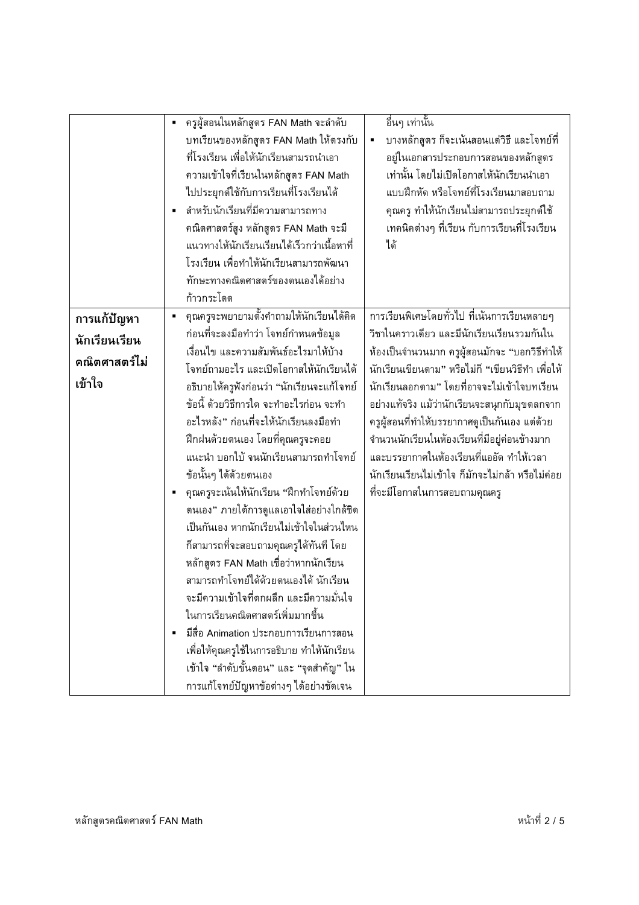| | | |
|---|---|---|
| | ▪ ครูผู้สอนในหลักสูตร FAN Math จะลำดับบทเรียนของหลักสูตร FAN Math ให้ตรงกับที่โรงเรียน เพื่อให้นักเรียนสามรถนำเอาความเข้าใจที่เรียนในหลักสูตร FAN Math ไปประยุกต์ใช้กับการเรียนที่โรงเรียนได้<br>▪ สำหรับนักเรียนที่มีความสามารถทางคณิตศาสตร์สูง หลักสูตร FAN Math จะมีแนวทางให้นักเรียนเรียนได้เร็วกว่าเนื้อหาที่โรงเรียน เพื่อทำให้นักเรียนสามารถพัฒนาทักษะทางคณิตศาสตร์ของตนเองได้อย่างก้าวกระโดด | อื่นๆ เท่านั้น<br>▪ บางหลักสูตร ก็จะเน้นสอนแต่วิธี และโจทย์ที่อยู่ในเอกสารประกอบการสอนของหลักสูตรเท่านั้น โดยไม่เปิดโอกาสให้นักเรียนนำเอาแบบฝึกหัด หรือโจทย์ที่โรงเรียนมาสอบถามคุณครู ทำให้นักเรียนไม่สามารถประยุกต์ใช้เทคนิคต่างๆ ที่เรียน กับการเรียนที่โรงเรียนได้ |
| **การแก้ปัญหานักเรียนเรียนคณิตศาสตร์ไม่เข้าใจ** | ▪ คุณครูจะพยายามตั้งคำถามให้นักเรียนได้คิดก่อนที่จะลงมือทำว่า โจทย์กำหนดข้อมูล เงื่อนไข และความสัมพันธ์อะไรมาให้บ้าง โจทย์ถามอะไร และเปิดโอกาสให้นักเรียนได้อธิบายให้ครูฟังก่อนว่า "นักเรียนจะแก้โจทย์ข้อนี้ ด้วยวิธีการใด จะทำอะไรก่อน จะทำอะไรหลัง" ก่อนที่จะให้นักเรียนลงมือทำฝึกฝนด้วยตนเอง โดยที่คุณครูจะคอยแนะนำ บอกใบ้ จนนักเรียนสามารถทำโจทย์ข้อนั้นๆ ได้ด้วยตนเอง<br>▪ คุณครูจะเน้นให้นักเรียน "ฝึกทำโจทย์ด้วยตนเอง" ภายใต้การดูแลเอาใจใส่อย่างใกล้ชิดเป็นกันเอง หากนักเรียนไม่เข้าใจในส่วนไหนก็สามารถที่จะสอบถามคุณครูได้ทันที โดยหลักสูตร FAN Math เชื่อว่าหากนักเรียนสามารถทำโจทย์ได้ด้วยตนเองได้ นักเรียนจะมีความเข้าใจที่ตกผลึก และมีความมั่นใจในการเรียนคณิตศาสตร์เพิ่มมากขึ้น<br>▪ มีสื่อ Animation ประกอบการเรียนการสอน เพื่อให้คุณครูใช้ในการอธิบาย ทำให้นักเรียนเข้าใจ "ลำดับขั้นตอน" และ "จุดสำคัญ" ในการแก้โจทย์ปัญหาข้อต่างๆ ได้อย่างชัดเจน | การเรียนพิเศษโดยทั่วไป ที่เน้นการเรียนหลายๆ วิชาในคราวเดียว และมีนักเรียนเรียนรวมกันในห้องเป็นจำนวนมาก ครูผู้สอนมักจะ "บอกวิธีทำให้นักเรียนเขียนตาม" หรือไม่ก็ "เขียนวิธีทำ เพื่อให้นักเรียนลอกตาม" โดยที่อาจจะไม่เข้าใจบทเรียนอย่างแท้จริง แม้ว่านักเรียนจะสนุกกับมุขตลกจากครูผู้สอนที่ทำให้บรรยากาศดูเป็นกันเอง แต่ด้วยจำนวนนักเรียนในห้องเรียนที่มีอยู่ค่อนข้างมาก และบรรยากาศในห้องเรียนที่แออัด ทำให้เวลานักเรียนเรียนไม่เข้าใจ ก็มักจะไม่กล้า หรือไม่ค่อยที่จะมีโอกาสในการสอบถามคุณครู |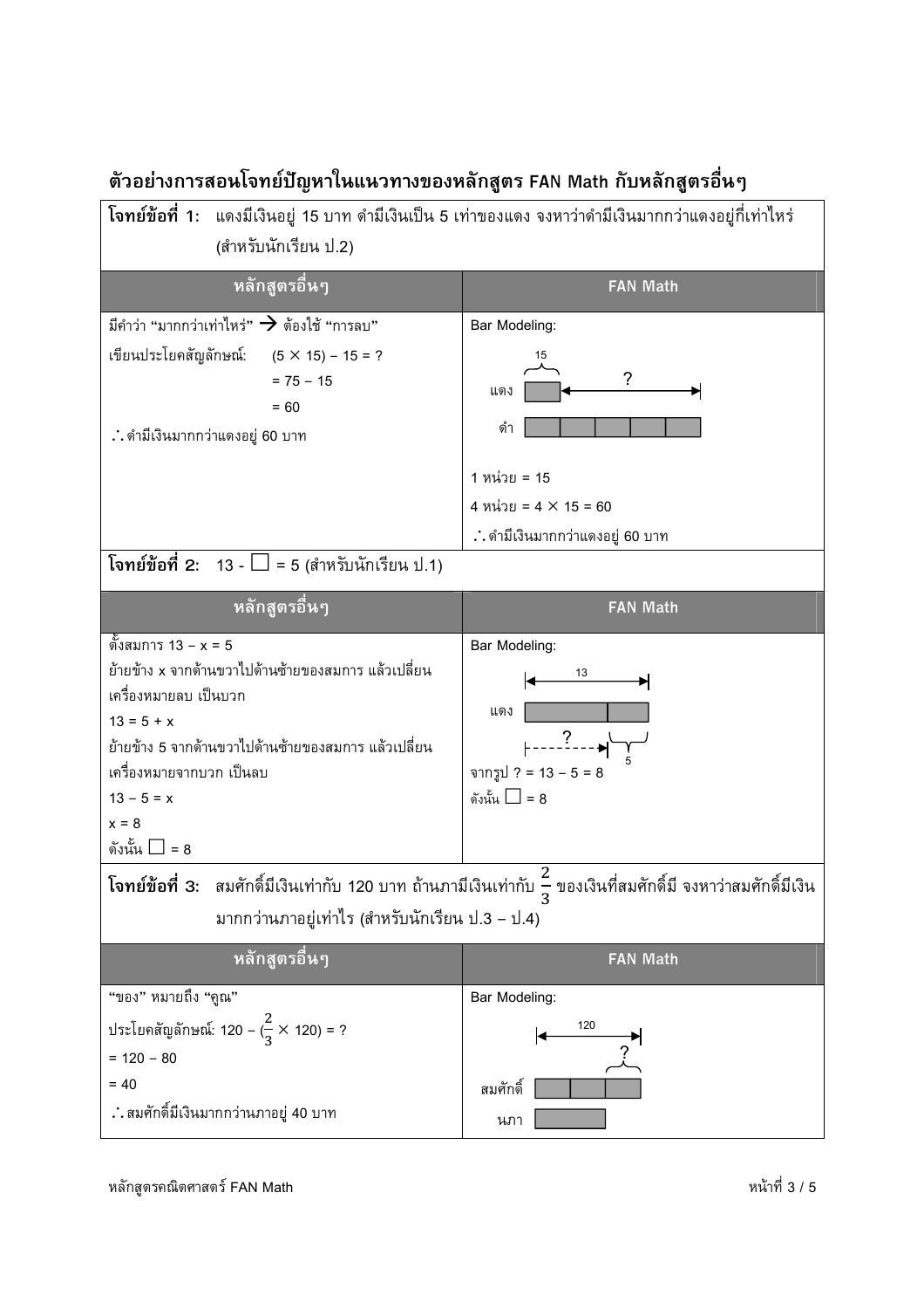## ตัวอย่างการสอนโจทย์ปัญหาในแนวทางของหลักสูตร FAN Math กับหลักสูตรอื่นๆ

**โจทย์ข้อที่ 1:** แดงมีเงินอยู่ 15 บาท ดำมีเงินเป็น 5 เท่าของแดง จงหาว่าดำมีเงินมากกว่าแดงอยู่กี่เท่าไหร่ (สำหรับนักเรียน ป.2)

| หลักสูตรอื่นๆ | FAN Math |
|---|---|
| มีคำว่า "มากกว่าเท่าไหร่" → ต้องใช้ "การลบ"<br>เขียนประโยคสัญลักษณ์: $(5 \times 15) - 15 = ?$<br>$= 75 - 15$<br>$= 60$<br>∴ ดำมีเงินมากกว่าแดงอยู่ 60 บาท | Bar Modeling:<br>แดง (15), ดำ, ?<br>1 หน่วย = 15<br>4 หน่วย = $4 \times 15 = 60$<br>∴ ดำมีเงินมากกว่าแดงอยู่ 60 บาท |

**โจทย์ข้อที่ 2:** $13 - \square = 5$ (สำหรับนักเรียน ป.1)

| หลักสูตรอื่นๆ | FAN Math |
|---|---|
| ตั้งสมการ $13 - x = 5$<br>ย้ายข้าง x จากด้านขวาไปด้านซ้ายของสมการ แล้วเปลี่ยนเครื่องหมายลบ เป็นบวก<br>$13 = 5 + x$<br>ย้ายข้าง 5 จากด้านขวาไปด้านซ้ายของสมการ แล้วเปลี่ยนเครื่องหมายจากบวก เป็นลบ<br>$13 - 5 = x$<br>$x = 8$<br>ดังนั้น $\square = 8$ | Bar Modeling:<br>แดง (13), ?, 5<br>จากรูป $? = 13 - 5 = 8$<br>ดังนั้น $\square = 8$ |

**โจทย์ข้อที่ 3:** สมศักดิ์มีเงินเท่ากับ 120 บาท ถ้านภามีเงินเท่ากับ $\frac{2}{3}$ ของเงินที่สมศักดิ์มี จงหาว่าสมศักดิ์มีเงินมากกว่านภาอยู่เท่าไร (สำหรับนักเรียน ป.3 – ป.4)

| หลักสูตรอื่นๆ | FAN Math |
|---|---|
| "ของ" หมายถึง "คูณ"<br>ประโยคสัญลักษณ์: $120 - (\frac{2}{3} \times 120) = ?$<br>$= 120 - 80$<br>$= 40$<br>∴ สมศักดิ์มีเงินมากกว่านภาอยู่ 40 บาท | Bar Modeling:<br>สมศักดิ์ (120), ?<br>นภา |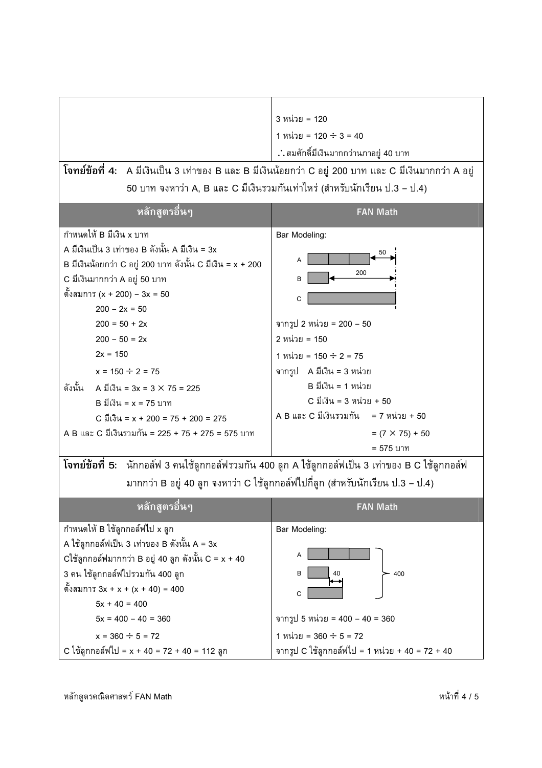| | |
|---|---|
| | 3 หน่วย = 120<br>1 หน่วย = 120 ÷ 3 = 40<br>∴ สมศักดิ์มีเงินมากกว่านภาอยู่ 40 บาท |

**โจทย์ข้อที่ 4:** A มีเงินเป็น 3 เท่าของ B และ B มีเงินน้อยกว่า C อยู่ 200 บาท และ C มีเงินมากกว่า A อยู่ 50 บาท จงหาว่า A, B และ C มีเงินรวมกันเท่าไหร่ (สำหรับนักเรียน ป.3 – ป.4)

| หลักสูตรอื่นๆ | FAN Math |
|---|---|
| กำหนดให้ B มีเงิน x บาท<br>A มีเงินเป็น 3 เท่าของ B ดังนั้น A มีเงิน = 3x<br>B มีเงินน้อยกว่า C อยู่ 200 บาท ดังนั้น C มีเงิน = x + 200<br>C มีเงินมากกว่า A อยู่ 50 บาท<br>ตั้งสมการ (x + 200) – 3x = 50<br>200 – 2x = 50<br>200 = 50 + 2x<br>200 – 50 = 2x<br>2x = 150<br>x = 150 ÷ 2 = 75<br>ดังนั้น A มีเงิน = 3x = 3 × 75 = 225<br>B มีเงิน = x = 75 บาท<br>C มีเงิน = x + 200 = 75 + 200 = 275<br>A B และ C มีเงินรวมกัน = 225 + 75 + 275 = 575 บาท | Bar Modeling:<br>A [3 หน่วย] ← 50<br>B [1 หน่วย] ← 200<br>C<br>จากรูป 2 หน่วย = 200 – 50<br>2 หน่วย = 150<br>1 หน่วย = 150 ÷ 2 = 75<br>จากรูป A มีเงิน = 3 หน่วย<br>B มีเงิน = 1 หน่วย<br>C มีเงิน = 3 หน่วย + 50<br>A B และ C มีเงินรวมกัน = 7 หน่วย + 50<br>= (7 × 75) + 50<br>= 575 บาท |

**โจทย์ข้อที่ 5:** นักกอล์ฟ 3 คนใช้ลูกกอล์ฟรวมกัน 400 ลูก A ใช้ลูกกอล์ฟเป็น 3 เท่าของ B C ใช้ลูกกอล์ฟมากกว่า B อยู่ 40 ลูก จงหาว่า C ใช้ลูกกอล์ฟไปกี่ลูก (สำหรับนักเรียน ป.3 – ป.4)

| หลักสูตรอื่นๆ | FAN Math |
|---|---|
| กำหนดให้ B ใช้ลูกกอล์ฟไป x ลูก<br>A ใช้ลูกกอล์ฟเป็น 3 เท่าของ B ดังนั้น A = 3x<br>Cใช้ลูกกอล์ฟมากกว่า B อยู่ 40 ลูก ดังนั้น C = x + 40<br>3 คน ใช้ลูกกอล์ฟไปรวมกัน 400 ลูก<br>ตั้งสมการ 3x + x + (x + 40) = 400<br>5x + 40 = 400<br>5x = 400 – 40 = 360<br>x = 360 ÷ 5 = 72<br>C ใช้ลูกกอล์ฟไป = x + 40 = 72 + 40 = 112 ลูก | Bar Modeling:<br>A [3 หน่วย]<br>B [1 หน่วย] 40<br>C<br>รวม 400<br>จากรูป 5 หน่วย = 400 – 40 = 360<br>1 หน่วย = 360 ÷ 5 = 72<br>จากรูป C ใช้ลูกกอล์ฟไป = 1 หน่วย + 40 = 72 + 40 |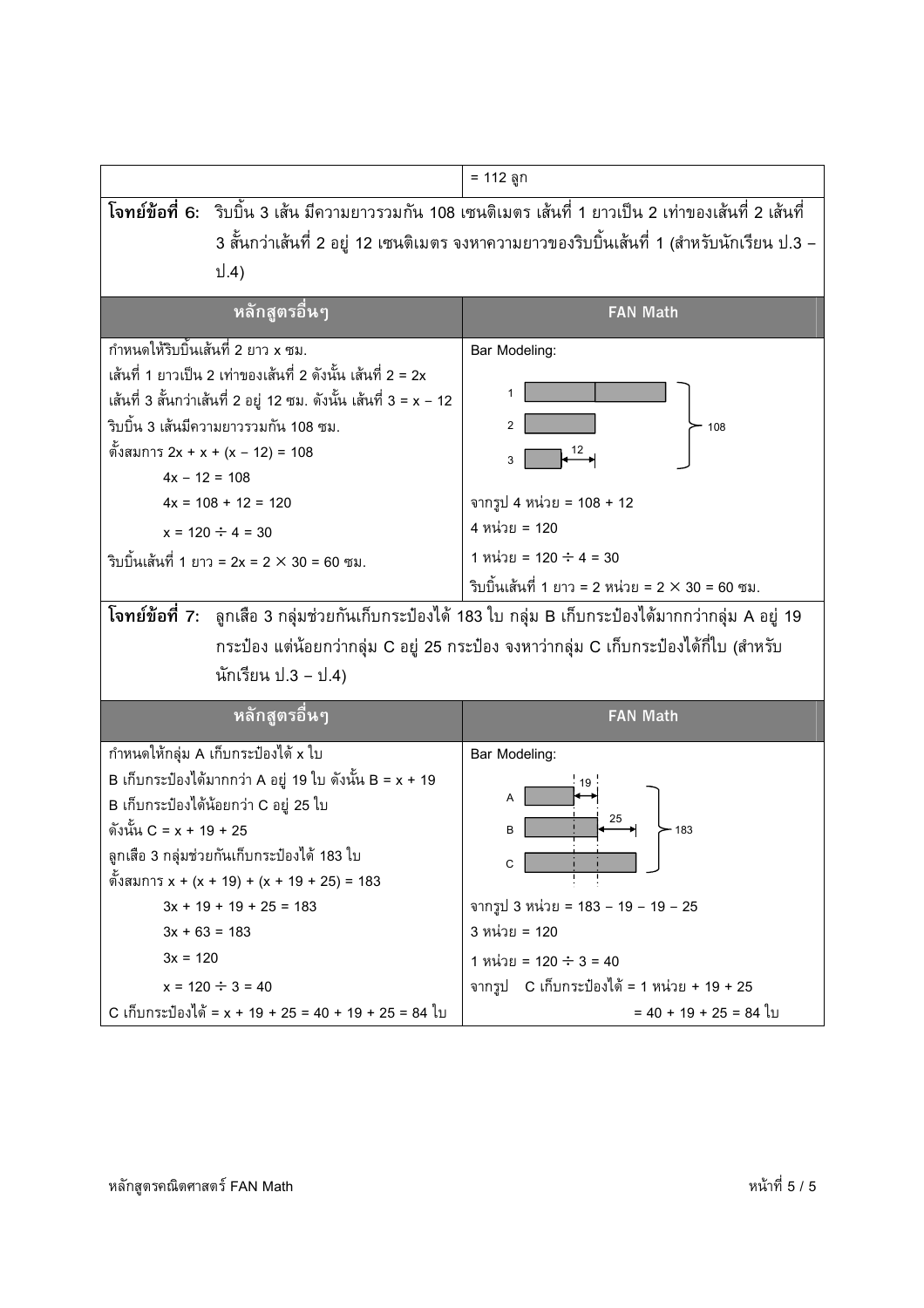| | |
|---|---|
| | = 112 ลูก |

**โจทย์ข้อที่ 6:** ริบบิ้น 3 เส้น มีความยาวรวมกัน 108 เซนติเมตร เส้นที่ 1 ยาวเป็น 2 เท่าของเส้นที่ 2 เส้นที่ 3 สั้นกว่าเส้นที่ 2 อยู่ 12 เซนติเมตร จงหาความยาวของริบบิ้นเส้นที่ 1 (สำหรับนักเรียน ป.3 – ป.4)

| หลักสูตรอื่นๆ | FAN Math |
|---|---|
| กำหนดให้ริบบิ้นเส้นที่ 2 ยาว x ซม.<br>เส้นที่ 1 ยาวเป็น 2 เท่าของเส้นที่ 2 ดังนั้น เส้นที่ 2 = 2x<br>เส้นที่ 3 สั้นกว่าเส้นที่ 2 อยู่ 12 ซม. ดังนั้น เส้นที่ 3 = x – 12<br>ริบบิ้น 3 เส้นมีความยาวรวมกัน 108 ซม.<br>ตั้งสมการ $2x + x + (x - 12) = 108$<br>$4x - 12 = 108$<br>$4x = 108 + 12 = 120$<br>$x = 120 \div 4 = 30$<br>ริบบิ้นเส้นที่ 1 ยาว = $2x = 2 \times 30 = 60$ ซม. | Bar Modeling:<br>1<br>2<br>3<br>12<br>108<br>จากรูป 4 หน่วย = 108 + 12<br>4 หน่วย = 120<br>1 หน่วย = $120 \div 4 = 30$<br>ริบบิ้นเส้นที่ 1 ยาว = 2 หน่วย = $2 \times 30 = 60$ ซม. |

**โจทย์ข้อที่ 7:** ลูกเสือ 3 กลุ่มช่วยกันเก็บกระป๋องได้ 183 ใบ กลุ่ม B เก็บกระป๋องได้มากกว่ากลุ่ม A อยู่ 19 กระป๋อง แต่น้อยกว่ากลุ่ม C อยู่ 25 กระป๋อง จงหาว่ากลุ่ม C เก็บกระป๋องได้กี่ใบ (สำหรับนักเรียน ป.3 – ป.4)

| หลักสูตรอื่นๆ | FAN Math |
|---|---|
| กำหนดให้กลุ่ม A เก็บกระป๋องได้ x ใบ<br>B เก็บกระป๋องได้มากกว่า A อยู่ 19 ใบ ดังนั้น B = x + 19<br>B เก็บกระป๋องได้น้อยกว่า C อยู่ 25 ใบ<br>ดังนั้น C = x + 19 + 25<br>ลูกเสือ 3 กลุ่มช่วยกันเก็บกระป๋องได้ 183 ใบ<br>ตั้งสมการ $x + (x + 19) + (x + 19 + 25) = 183$<br>$3x + 19 + 19 + 25 = 183$<br>$3x + 63 = 183$<br>$3x = 120$<br>$x = 120 \div 3 = 40$<br>C เก็บกระป๋องได้ = x + 19 + 25 = 40 + 19 + 25 = 84 ใบ | Bar Modeling:<br>A<br>B<br>C<br>19<br>25<br>183<br>จากรูป 3 หน่วย = 183 – 19 – 19 – 25<br>3 หน่วย = 120<br>1 หน่วย = $120 \div 3 = 40$<br>จากรูป C เก็บกระป๋องได้ = 1 หน่วย + 19 + 25<br>= 40 + 19 + 25 = 84 ใบ |